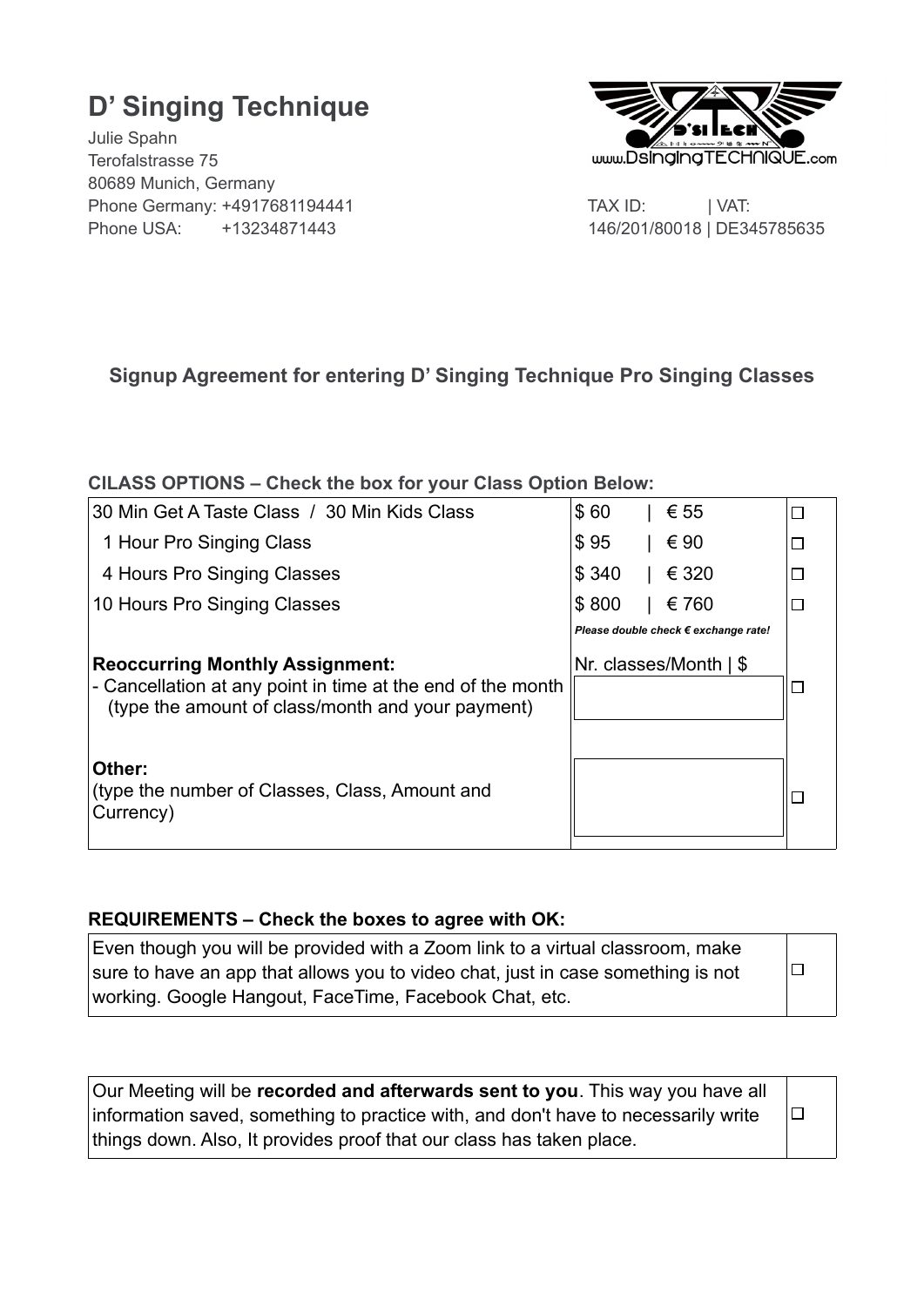# D' Singing Technique

Julie Spahn
Terofalstrasse 75
80689 Munich, Germany
Phone Germany: +4917681194441
Phone USA: +13234871443

TAX ID: | VAT:
146/201/80018 | DE345785635

## Signup Agreement for entering D' Singing Technique Pro Singing Classes

**CILASS OPTIONS – Check the box for your Class Option Below:**

| | | |
|---|---|---|
| 30 Min Get A Taste Class / 30 Min Kids Class | $ 60 \| € 55 | ☐ |
| 1 Hour Pro Singing Class | $ 95 \| € 90 | ☐ |
| 4 Hours Pro Singing Classes | $ 340 \| € 320 | ☐ |
| 10 Hours Pro Singing Classes | $ 800 \| € 760<br>***Please double check € exchange rate!*** | ☐ |
| **Reoccurring Monthly Assignment:**<br>- Cancellation at any point in time at the end of the month (type the amount of class/month and your payment) | Nr. classes/Month \| $ | ☐ |
| **Other:**<br>(type the number of Classes, Class, Amount and Currency) | | ☐ |

**REQUIREMENTS – Check the boxes to agree with OK:**

| | |
|---|---|
| Even though you will be provided with a Zoom link to a virtual classroom, make sure to have an app that allows you to video chat, just in case something is not working. Google Hangout, FaceTime, Facebook Chat, etc. | ☐ |

| | |
|---|---|
| Our Meeting will be **recorded and afterwards sent to you**. This way you have all information saved, something to practice with, and don't have to necessarily write things down. Also, It provides proof that our class has taken place. | ☐ |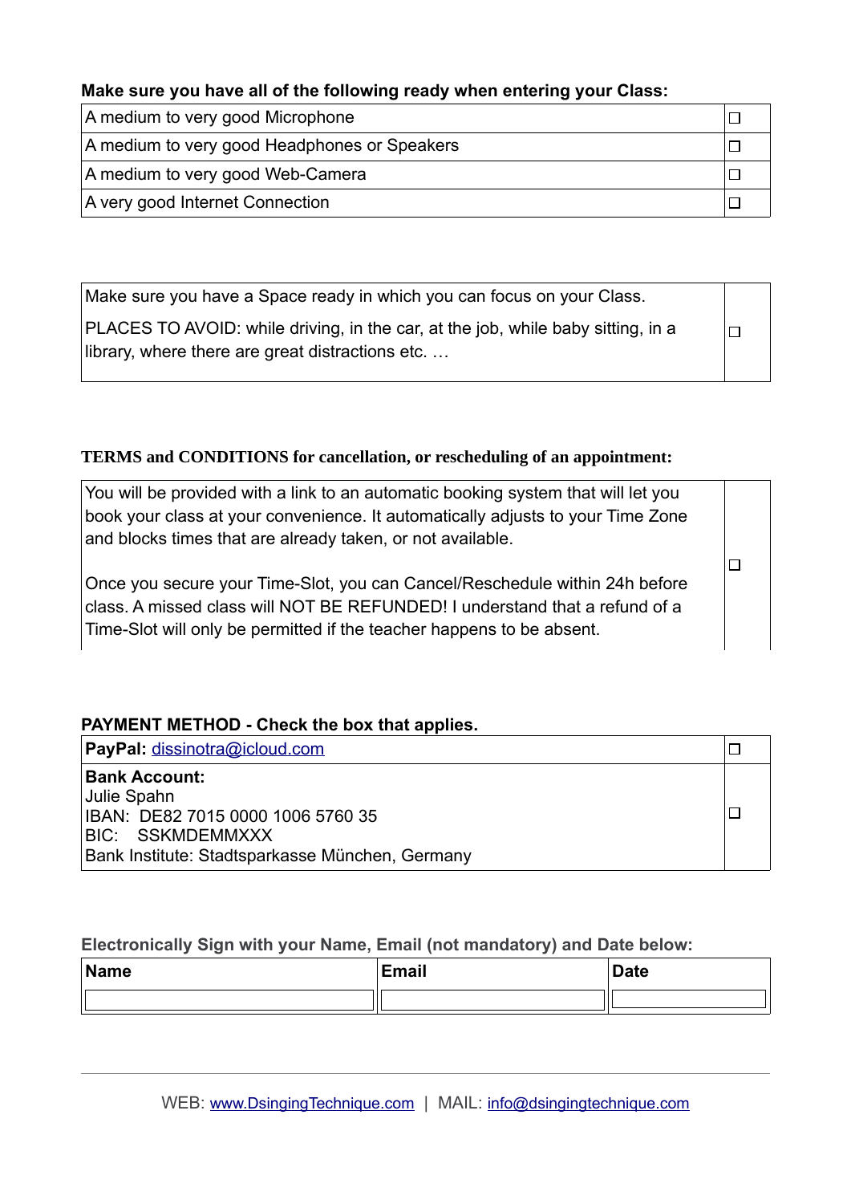**Make sure you have all of the following ready when entering your Class:**

| | |
|---|---|
| A medium to very good Microphone | ☐ |
| A medium to very good Headphones or Speakers | ☐ |
| A medium to very good Web-Camera | ☐ |
| A very good Internet Connection | ☐ |

| | |
|---|---|
| Make sure you have a Space ready in which you can focus on your Class.<br><br>PLACES TO AVOID: while driving, in the car, at the job, while baby sitting, in a library, where there are great distractions etc. … | ☐ |

**TERMS and CONDITIONS for cancellation, or rescheduling of an appointment:**

| | |
|---|---|
| You will be provided with a link to an automatic booking system that will let you book your class at your convenience. It automatically adjusts to your Time Zone and blocks times that are already taken, or not available.<br><br>Once you secure your Time-Slot, you can Cancel/Reschedule within 24h before class. A missed class will NOT BE REFUNDED! I understand that a refund of a Time-Slot will only be permitted if the teacher happens to be absent. | ☐ |

**PAYMENT METHOD - Check the box that applies.**

| | |
|---|---|
| **PayPal:** dissinotra@icloud.com | ☐ |
| **Bank Account:**<br>Julie Spahn<br>IBAN: DE82 7015 0000 1006 5760 35<br>BIC: SSKMDEMMXXX<br>Bank Institute: Stadtsparkasse München, Germany | ☐ |

**Electronically Sign with your Name, Email (not mandatory) and Date below:**

| Name | Email | Date |
|---|---|---|
| | | |

WEB: www.DsingingTechnique.com | MAIL: info@dsingingtechnique.com